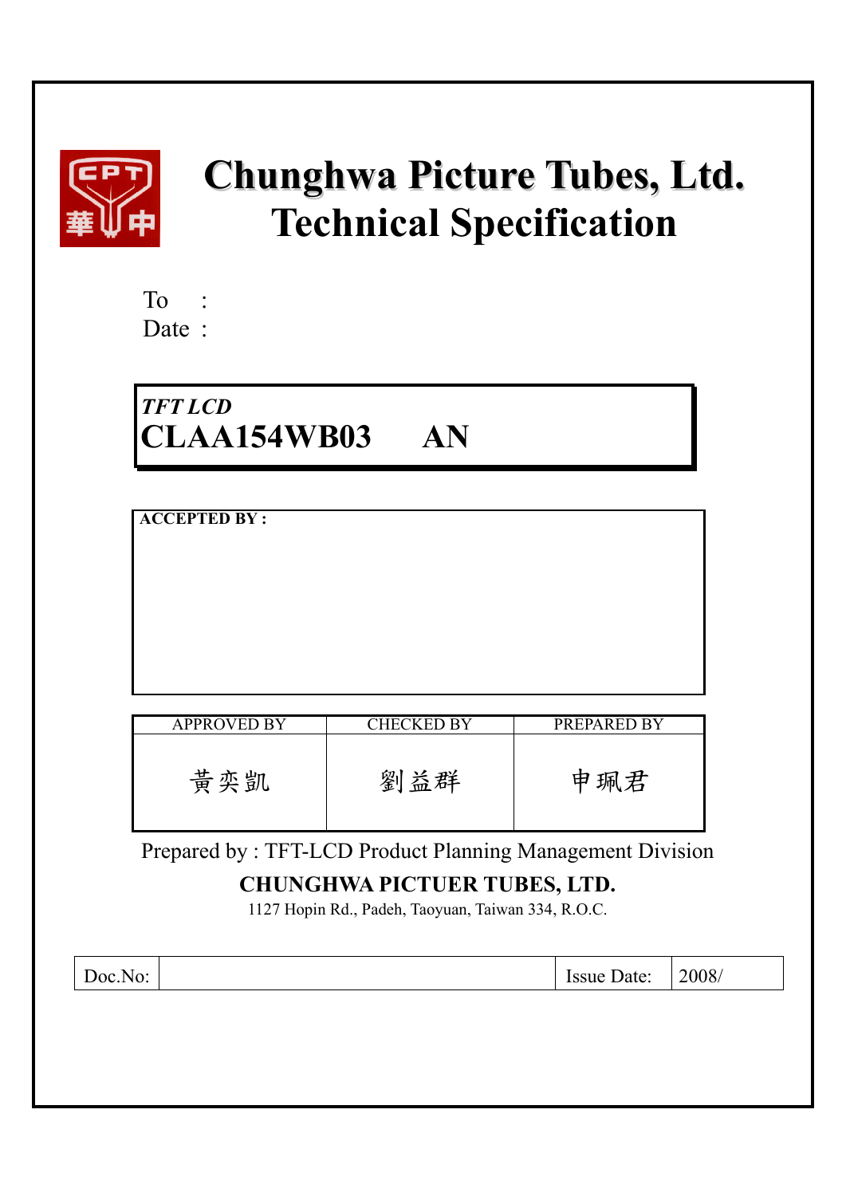# Chunghwa Picture Tubes, Ltd.
# Technical Specification

To :

Date :

***TFT LCD***

**CLAA154WB03 AN**

**ACCEPTED BY :**

| APPROVED BY | CHECKED BY | PREPARED BY |
|---|---|---|
| 黃奕凱 | 劉益群 | 申珮君 |

Prepared by : TFT-LCD Product Planning Management Division

**CHUNGHWA PICTUER TUBES, LTD.**

1127 Hopin Rd., Padeh, Taoyuan, Taiwan 334, R.O.C.

| Doc.No: | | Issue Date: | 2008/ |
|---|---|---|---|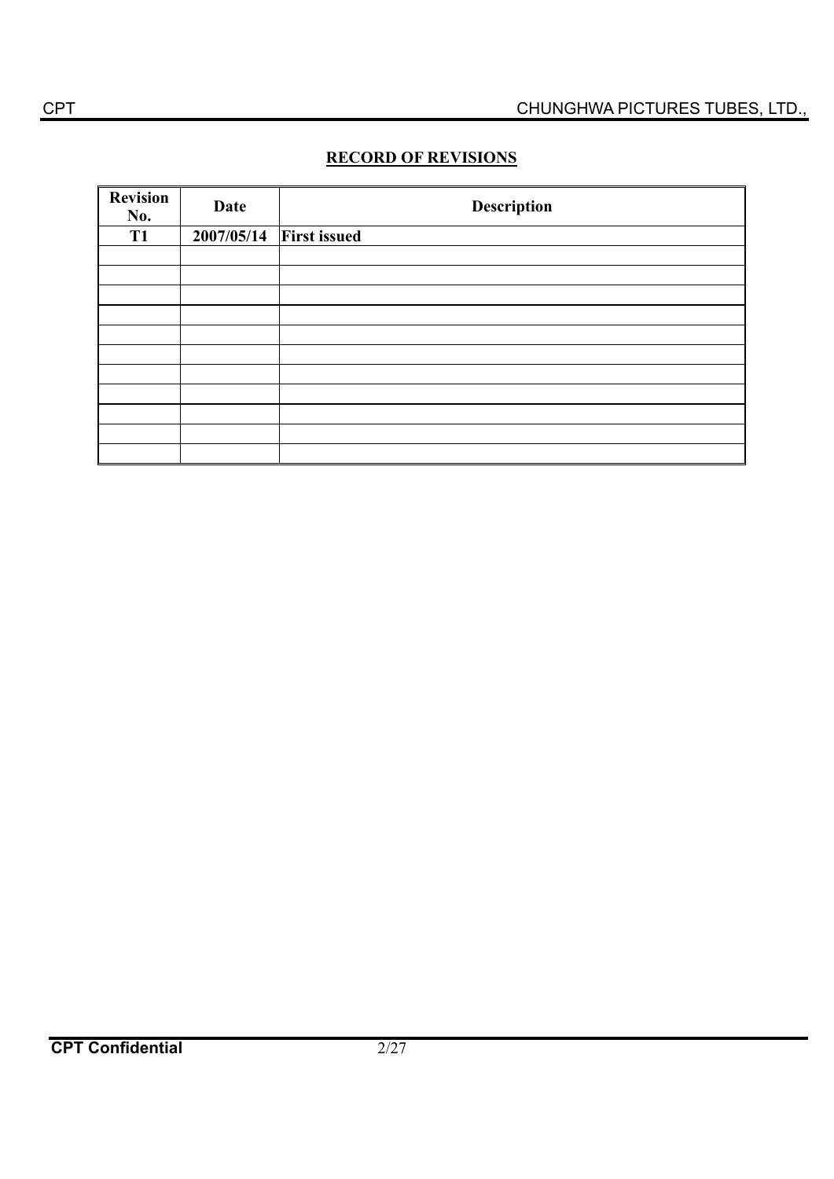## RECORD OF REVISIONS

| Revision No. | Date | Description |
|---|---|---|
| T1 | 2007/05/14 | First issued |
| | | |
| | | |
| | | |
| | | |
| | | |
| | | |
| | | |
| | | |
| | | |
| | | |
| | | |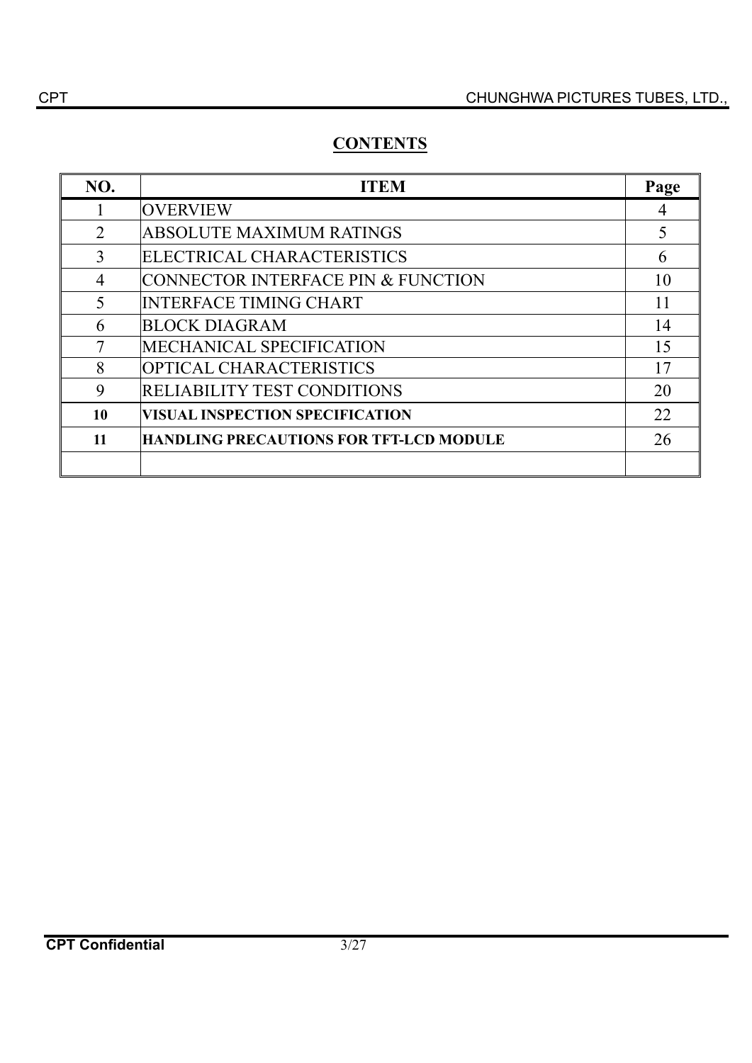# CONTENTS

| NO. | ITEM | Page |
|---|---|---|
| 1 | OVERVIEW | 4 |
| 2 | ABSOLUTE MAXIMUM RATINGS | 5 |
| 3 | ELECTRICAL CHARACTERISTICS | 6 |
| 4 | CONNECTOR INTERFACE PIN & FUNCTION | 10 |
| 5 | INTERFACE TIMING CHART | 11 |
| 6 | BLOCK DIAGRAM | 14 |
| 7 | MECHANICAL SPECIFICATION | 15 |
| 8 | OPTICAL CHARACTERISTICS | 17 |
| 9 | RELIABILITY TEST CONDITIONS | 20 |
| **10** | **VISUAL INSPECTION SPECIFICATION** | 22 |
| **11** | **HANDLING PRECAUTIONS FOR TFT-LCD MODULE** | 26 |
| | | |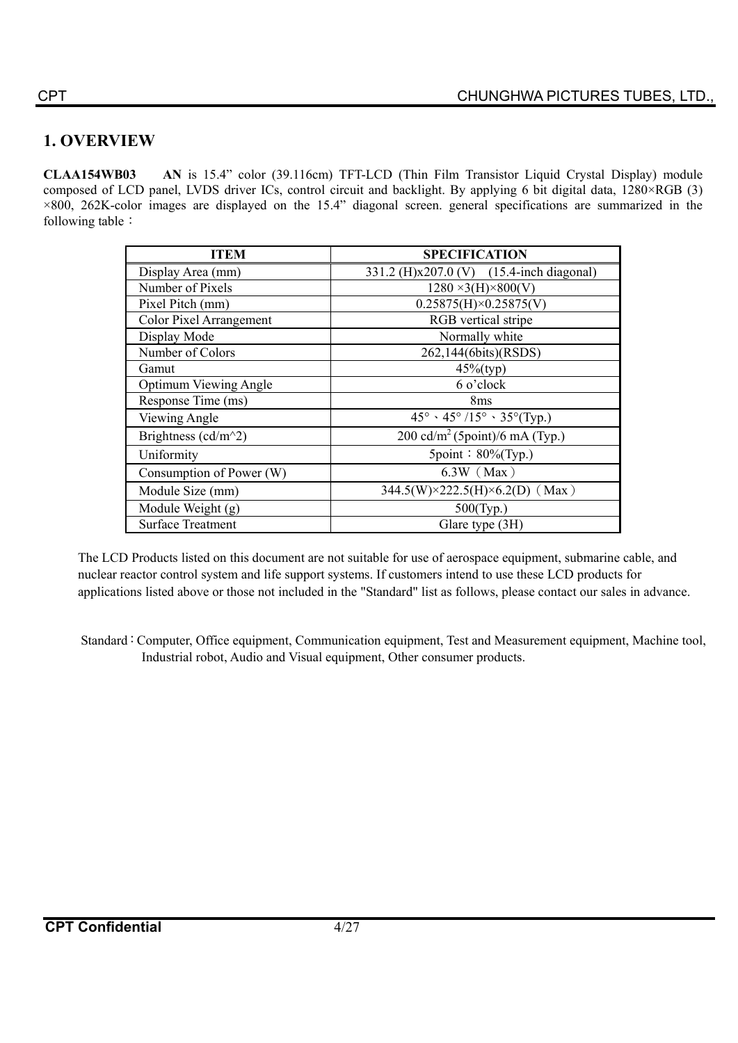# 1. OVERVIEW

**CLAA154WB03 AN** is 15.4" color (39.116cm) TFT-LCD (Thin Film Transistor Liquid Crystal Display) module composed of LCD panel, LVDS driver ICs, control circuit and backlight. By applying 6 bit digital data, 1280×RGB (3) ×800, 262K-color images are displayed on the 15.4" diagonal screen. general specifications are summarized in the following table：

| ITEM | SPECIFICATION |
|---|---|
| Display Area (mm) | 331.2 (H)x207.0 (V) (15.4-inch diagonal) |
| Number of Pixels | 1280 ×3(H)×800(V) |
| Pixel Pitch (mm) | 0.25875(H)×0.25875(V) |
| Color Pixel Arrangement | RGB vertical stripe |
| Display Mode | Normally white |
| Number of Colors | 262,144(6bits)(RSDS) |
| Gamut | 45%(typ) |
| Optimum Viewing Angle | 6 o'clock |
| Response Time (ms) | 8ms |
| Viewing Angle | 45°、45° /15°、35°(Typ.) |
| Brightness (cd/m^2) | 200 cd/$m^2$ (5point)/6 mA (Typ.) |
| Uniformity | 5point：80%(Typ.) |
| Consumption of Power (W) | 6.3W（Max） |
| Module Size (mm) | 344.5(W)×222.5(H)×6.2(D)（Max） |
| Module Weight (g) | 500(Typ.) |
| Surface Treatment | Glare type (3H) |

The LCD Products listed on this document are not suitable for use of aerospace equipment, submarine cable, and nuclear reactor control system and life support systems. If customers intend to use these LCD products for applications listed above or those not included in the "Standard" list as follows, please contact our sales in advance.

Standard：Computer, Office equipment, Communication equipment, Test and Measurement equipment, Machine tool, Industrial robot, Audio and Visual equipment, Other consumer products.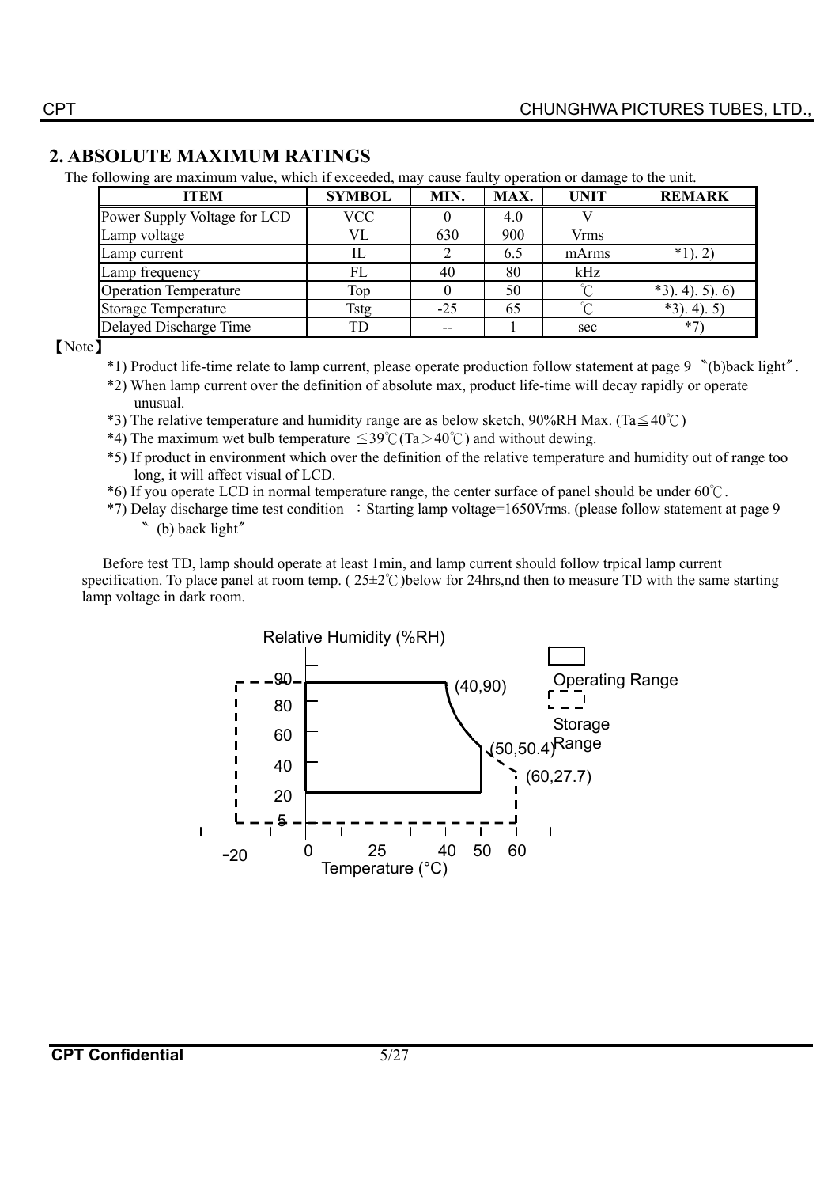## 2. ABSOLUTE MAXIMUM RATINGS

The following are maximum value, which if exceeded, may cause faulty operation or damage to the unit.

| ITEM | SYMBOL | MIN. | MAX. | UNIT | REMARK |
|---|---|---|---|---|---|
| Power Supply Voltage for LCD | VCC | 0 | 4.0 | V | |
| Lamp voltage | VL | 630 | 900 | Vrms | |
| Lamp current | IL | 2 | 6.5 | mArms | *1). 2) |
| Lamp frequency | FL | 40 | 80 | kHz | |
| Operation Temperature | Top | 0 | 50 | ℃ | *3). 4). 5). 6) |
| Storage Temperature | Tstg | -25 | 65 | ℃ | *3). 4). 5) |
| Delayed Discharge Time | TD | -- | 1 | sec | *7) |

【Note】

*1) Product life-time relate to lamp current, please operate production follow statement at page 9 〝(b)back light〞.

*2) When lamp current over the definition of absolute max, product life-time will decay rapidly or operate unusual.

*3) The relative temperature and humidity range are as below sketch, 90%RH Max. (Ta≦40℃)

*4) The maximum wet bulb temperature ≦39℃(Ta＞40℃) and without dewing.

*5) If product in environment which over the definition of the relative temperature and humidity out of range too long, it will affect visual of LCD.

*6) If you operate LCD in normal temperature range, the center surface of panel should be under 60℃.

*7) Delay discharge time test condition ：Starting lamp voltage=1650Vrms. (please follow statement at page 9 〝(b) back light〞

Before test TD, lamp should operate at least 1min, and lamp current should follow trpical lamp current specification. To place panel at room temp. ( 25±2℃)below for 24hrs,nd then to measure TD with the same starting lamp voltage in dark room.

Relative Humidity (%RH)

90, 80, 60, 40, 20, 5

(40,90)

(50,50.4)

(60,27.7)

Operating Range

Storage Range

-20, 0, 25, 40, 50, 60

Temperature (°C)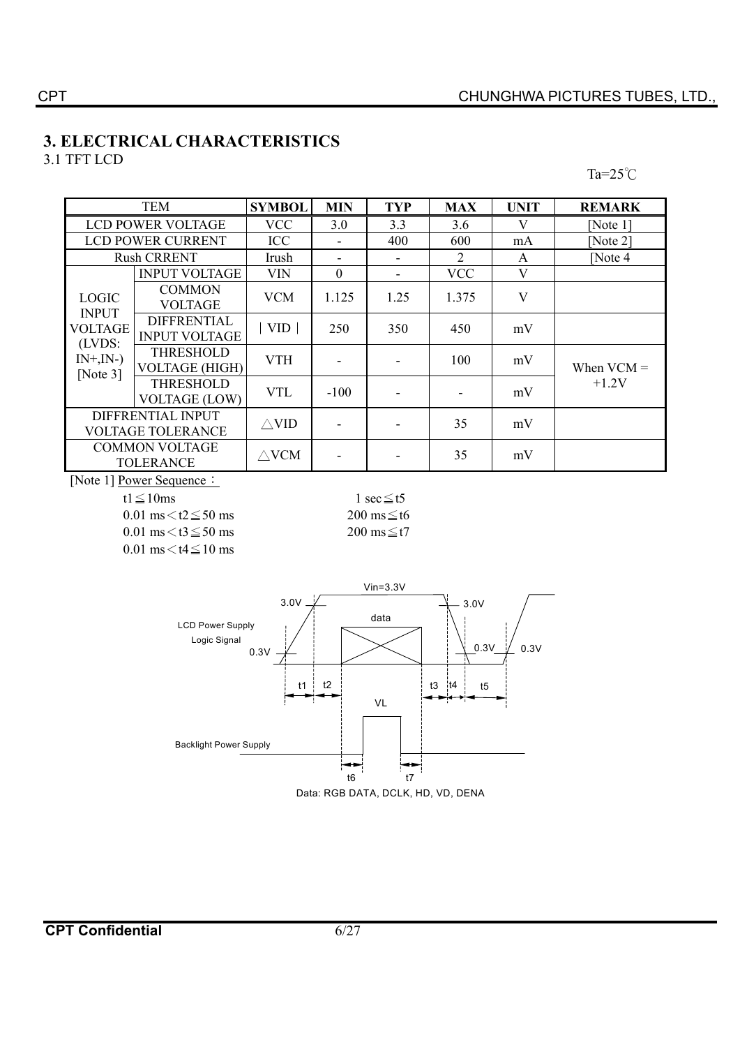## 3. ELECTRICAL CHARACTERISTICS

3.1 TFT LCD

Ta=25℃

| TEM | | SYMBOL | MIN | TYP | MAX | UNIT | REMARK |
|---|---|---|---|---|---|---|---|
| LCD POWER VOLTAGE | | VCC | 3.0 | 3.3 | 3.6 | V | [Note 1] |
| LCD POWER CURRENT | | ICC | - | 400 | 600 | mA | [Note 2] |
| Rush CRRENT | | Irush | - | - | 2 | A | [Note 4 |
| LOGIC INPUT VOLTAGE (LVDS: IN+,IN-) [Note 3] | INPUT VOLTAGE | VIN | 0 | - | VCC | V | |
| | COMMON VOLTAGE | VCM | 1.125 | 1.25 | 1.375 | V | |
| | DIFFRENTIAL INPUT VOLTAGE | \| VID \| | 250 | 350 | 450 | mV | |
| | THRESHOLD VOLTAGE (HIGH) | VTH | - | - | 100 | mV | When VCM = +1.2V |
| | THRESHOLD VOLTAGE (LOW) | VTL | -100 | - | - | mV | |
| DIFFRENTIAL INPUT VOLTAGE TOLERANCE | | △VID | - | - | 35 | mV | |
| COMMON VOLTAGE TOLERANCE | | △VCM | - | - | 35 | mV | |

[Note 1] Power Sequence：

- t1≦10ms
- 0.01 ms＜t2≦50 ms
- 0.01 ms＜t3≦50 ms
- 0.01 ms＜t4≦10 ms
- 1 sec≦t5
- 200 ms≦t6
- 200 ms≦t7

Data: RGB DATA, DCLK, HD, VD, DENA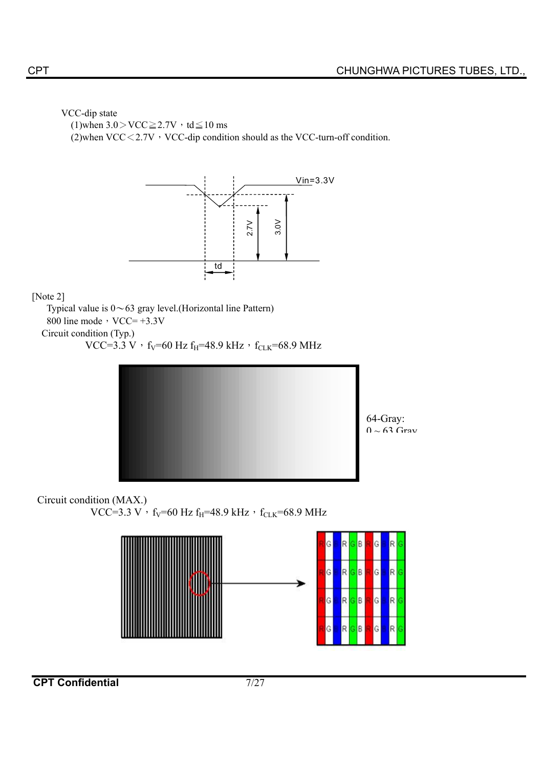VCC-dip state

(1)when 3.0＞VCC≧2.7V，td≦10 ms

(2)when VCC＜2.7V，VCC-dip condition should as the VCC-turn-off condition.

Vin=3.3V

2.7V

3.0V

td

[Note 2]

Typical value is 0～63 gray level.(Horizontal line Pattern)

800 line mode，VCC= +3.3V

Circuit condition (Typ.)

VCC=3.3 V，$f_V$=60 Hz $f_H$=48.9 kHz，$f_{CLK}$=68.9 MHz

64-Gray:
0 ~ 63 Gray

Circuit condition (MAX.)

VCC=3.3 V，$f_V$=60 Hz $f_H$=48.9 kHz，$f_{CLK}$=68.9 MHz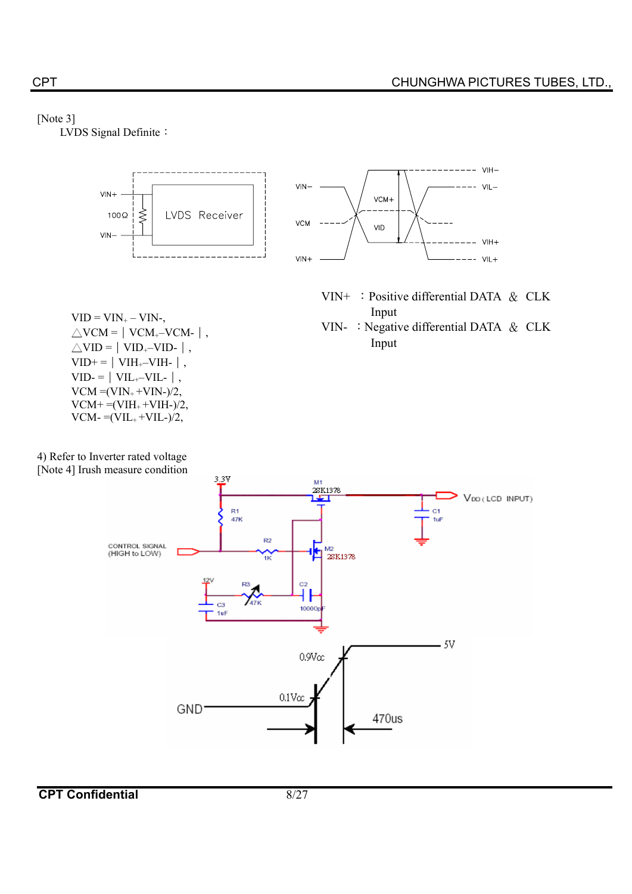[Note 3]

LVDS Signal Definite：

VIN+ ：Positive differential DATA & CLK Input

VIN- ：Negative differential DATA & CLK Input

$VID = VIN_+ - VIN_-$,

$\triangle VCM = | VCM_+ - VCM_- |$,

$\triangle VID = | VID_+ - VID_- |$,

$VID+ = | VIH_+ - VIH_- |$,

$VID- = | VIL_+ - VIL_- |$,

$VCM = (VIN_+ + VIN_-)/2$,

$VCM+ = (VIH_+ + VIH_-)/2$,

$VCM- = (VIL_+ + VIL_-)/2$,

4) Refer to Inverter rated voltage

[Note 4] Irush measure condition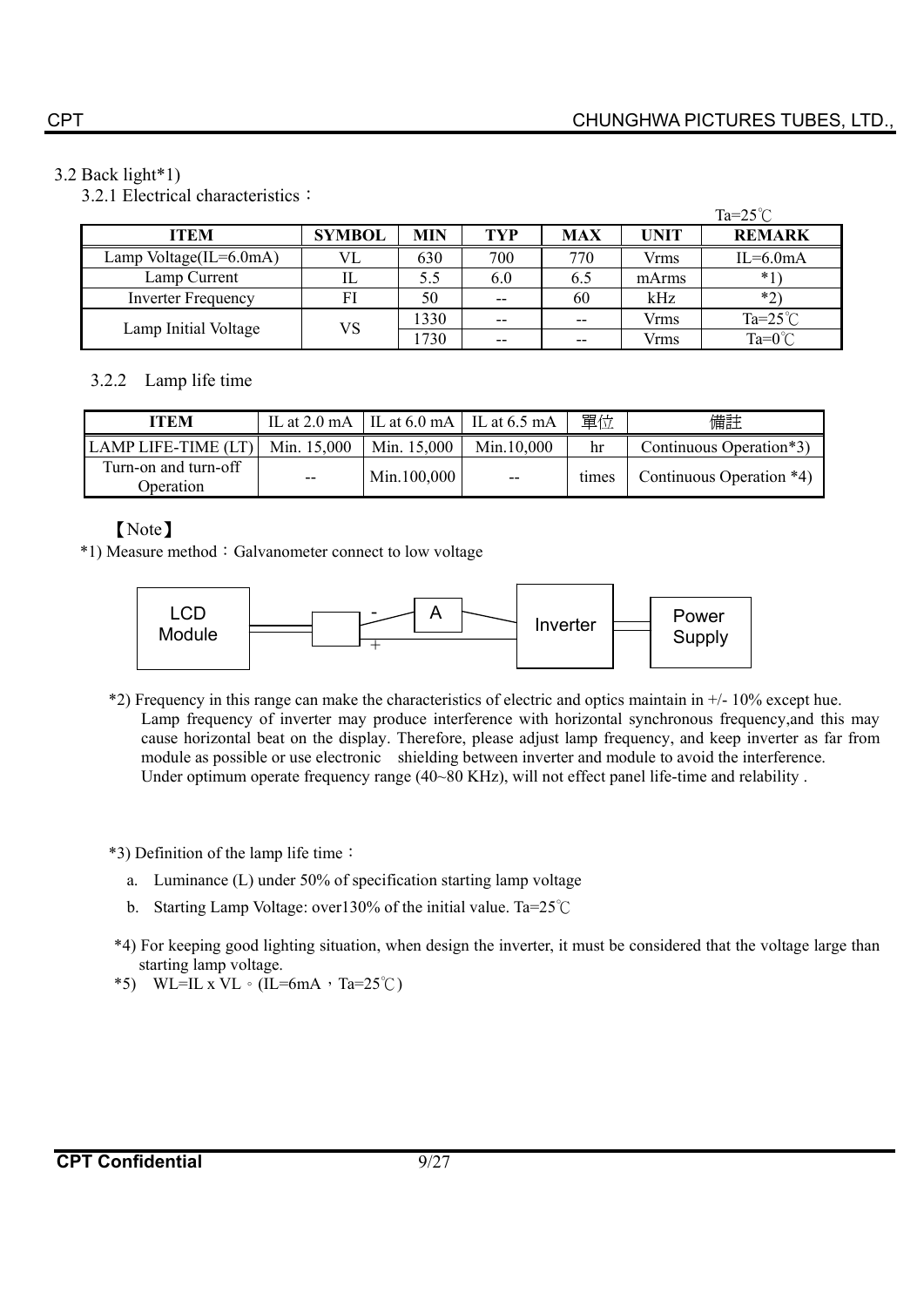### 3.2 Back light*1)

#### 3.2.1 Electrical characteristics：

Ta=25℃

| ITEM | SYMBOL | MIN | TYP | MAX | UNIT | REMARK |
|---|---|---|---|---|---|---|
| Lamp Voltage(IL=6.0mA) | VL | 630 | 700 | 770 | Vrms | IL=6.0mA |
| Lamp Current | IL | 5.5 | 6.0 | 6.5 | mArms | *1) |
| Inverter Frequency | FI | 50 | -- | 60 | kHz | *2) |
| Lamp Initial Voltage | VS | 1330 | -- | -- | Vrms | Ta=25℃ |
| | | 1730 | -- | -- | Vrms | Ta=0℃ |

#### 3.2.2 Lamp life time

| ITEM | IL at 2.0 mA | IL at 6.0 mA | IL at 6.5 mA | 單位 | 備註 |
|---|---|---|---|---|---|
| LAMP LIFE-TIME (LT) | Min. 15,000 | Min. 15,000 | Min.10,000 | hr | Continuous Operation*3) |
| Turn-on and turn-off Operation | -- | Min.100,000 | -- | times | Continuous Operation *4) |

【Note】

*1) Measure method：Galvanometer connect to low voltage

LCD Module — [ - A + ] — Inverter — Power Supply

*2) Frequency in this range can make the characteristics of electric and optics maintain in +/- 10% except hue. Lamp frequency of inverter may produce interference with horizontal synchronous frequency,and this may cause horizontal beat on the display. Therefore, please adjust lamp frequency, and keep inverter as far from module as possible or use electronic shielding between inverter and module to avoid the interference. Under optimum operate frequency range (40~80 KHz), will not effect panel life-time and relability .

*3) Definition of the lamp life time：

a. Luminance (L) under 50% of specification starting lamp voltage

b. Starting Lamp Voltage: over130% of the initial value. Ta=25℃

*4) For keeping good lighting situation, when design the inverter, it must be considered that the voltage large than starting lamp voltage.

*5) WL=IL x VL。(IL=6mA，Ta=25℃)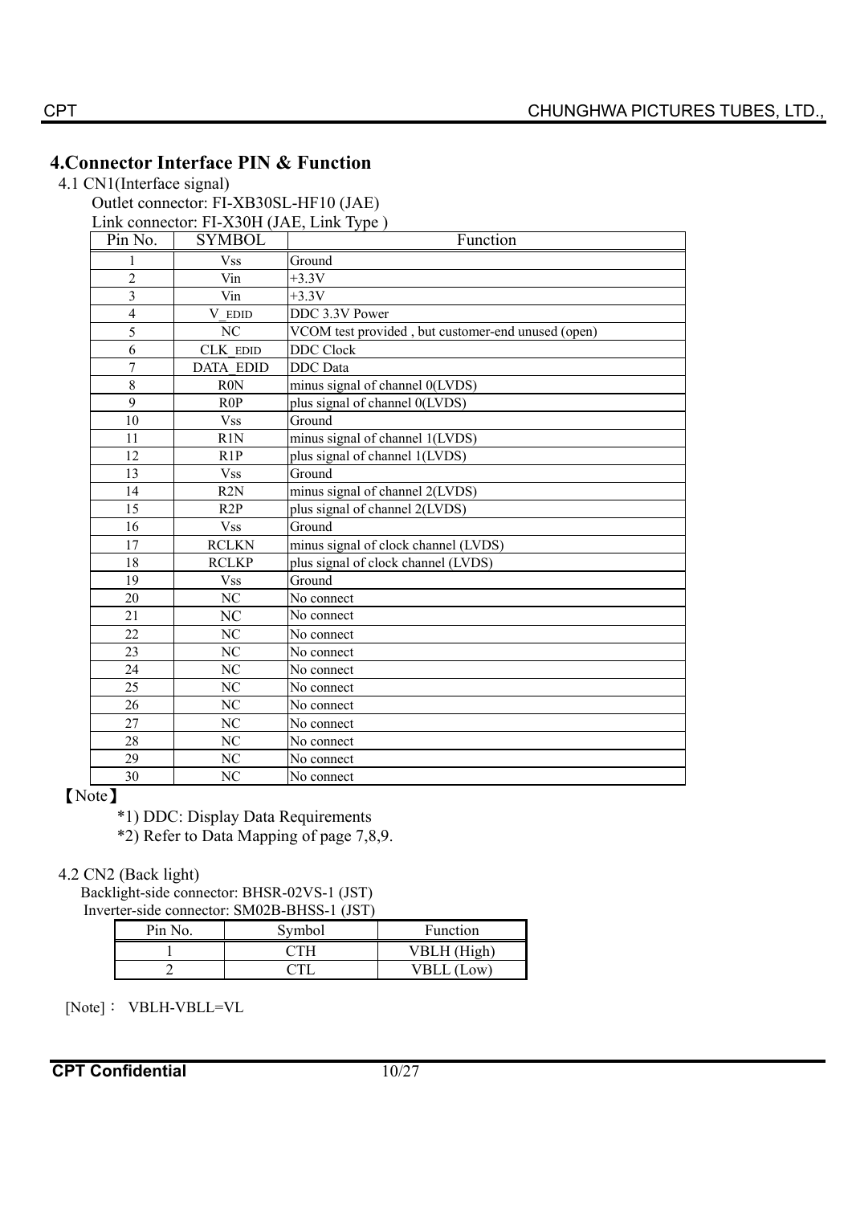# 4.Connector Interface PIN & Function

## 4.1 CN1(Interface signal)

Outlet connector: FI-XB30SL-HF10 (JAE)

Link connector: FI-X30H (JAE, Link Type )

| Pin No. | SYMBOL | Function |
|---|---|---|
| 1 | Vss | Ground |
| 2 | Vin | +3.3V |
| 3 | Vin | +3.3V |
| 4 | V_EDID | DDC 3.3V Power |
| 5 | NC | VCOM test provided , but customer-end unused (open) |
| 6 | CLK_EDID | DDC Clock |
| 7 | DATA_EDID | DDC Data |
| 8 | R0N | minus signal of channel 0(LVDS) |
| 9 | R0P | plus signal of channel 0(LVDS) |
| 10 | Vss | Ground |
| 11 | R1N | minus signal of channel 1(LVDS) |
| 12 | R1P | plus signal of channel 1(LVDS) |
| 13 | Vss | Ground |
| 14 | R2N | minus signal of channel 2(LVDS) |
| 15 | R2P | plus signal of channel 2(LVDS) |
| 16 | Vss | Ground |
| 17 | RCLKN | minus signal of clock channel (LVDS) |
| 18 | RCLKP | plus signal of clock channel (LVDS) |
| 19 | Vss | Ground |
| 20 | NC | No connect |
| 21 | NC | No connect |
| 22 | NC | No connect |
| 23 | NC | No connect |
| 24 | NC | No connect |
| 25 | NC | No connect |
| 26 | NC | No connect |
| 27 | NC | No connect |
| 28 | NC | No connect |
| 29 | NC | No connect |
| 30 | NC | No connect |

【Note】

*1) DDC: Display Data Requirements

*2) Refer to Data Mapping of page 7,8,9.

## 4.2 CN2 (Back light)

Backlight-side connector: BHSR-02VS-1 (JST)

Inverter-side connector: SM02B-BHSS-1 (JST)

| Pin No. | Symbol | Function |
|---|---|---|
| 1 | CTH | VBLH (High) |
| 2 | CTL | VBLL (Low) |

[Note]： VBLH-VBLL=VL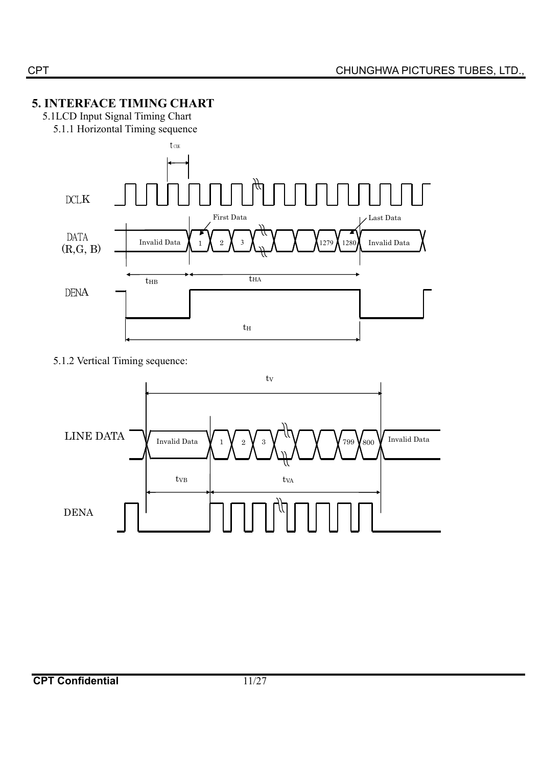# 5. INTERFACE TIMING CHART

5.1LCD Input Signal Timing Chart

5.1.1 Horizontal Timing sequence

$t_{CLK}$

DCLK

First Data

Last Data

DATA (R,G, B)

Invalid Data 1 2 3 1279 1280 Invalid Data

$t_{HB}$ $t_{HA}$

DENA

$t_H$

5.1.2 Vertical Timing sequence:

$t_V$

LINE DATA

Invalid Data 1 2 3 799 800 Invalid Data

$t_{VB}$ $t_{VA}$

DENA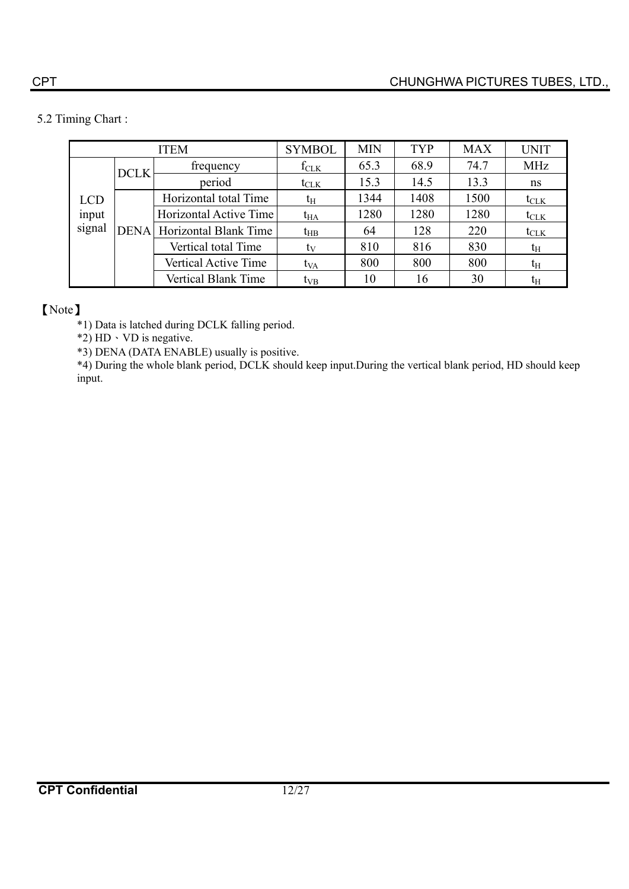5.2 Timing Chart :

| ITEM | | | SYMBOL | MIN | TYP | MAX | UNIT |
|---|---|---|---|---|---|---|---|
| LCD input signal | DCLK | frequency | $f_{CLK}$ | 65.3 | 68.9 | 74.7 | MHz |
| | | period | $t_{CLK}$ | 15.3 | 14.5 | 13.3 | ns |
| | DENA | Horizontal total Time | $t_H$ | 1344 | 1408 | 1500 | $t_{CLK}$ |
| | | Horizontal Active Time | $t_{HA}$ | 1280 | 1280 | 1280 | $t_{CLK}$ |
| | | Horizontal Blank Time | $t_{HB}$ | 64 | 128 | 220 | $t_{CLK}$ |
| | | Vertical total Time | $t_V$ | 810 | 816 | 830 | $t_H$ |
| | | Vertical Active Time | $t_{VA}$ | 800 | 800 | 800 | $t_H$ |
| | | Vertical Blank Time | $t_{VB}$ | 10 | 16 | 30 | $t_H$ |

【Note】

*1) Data is latched during DCLK falling period.

*2) HD、VD is negative.

*3) DENA (DATA ENABLE) usually is positive.

*4) During the whole blank period, DCLK should keep input.During the vertical blank period, HD should keep input.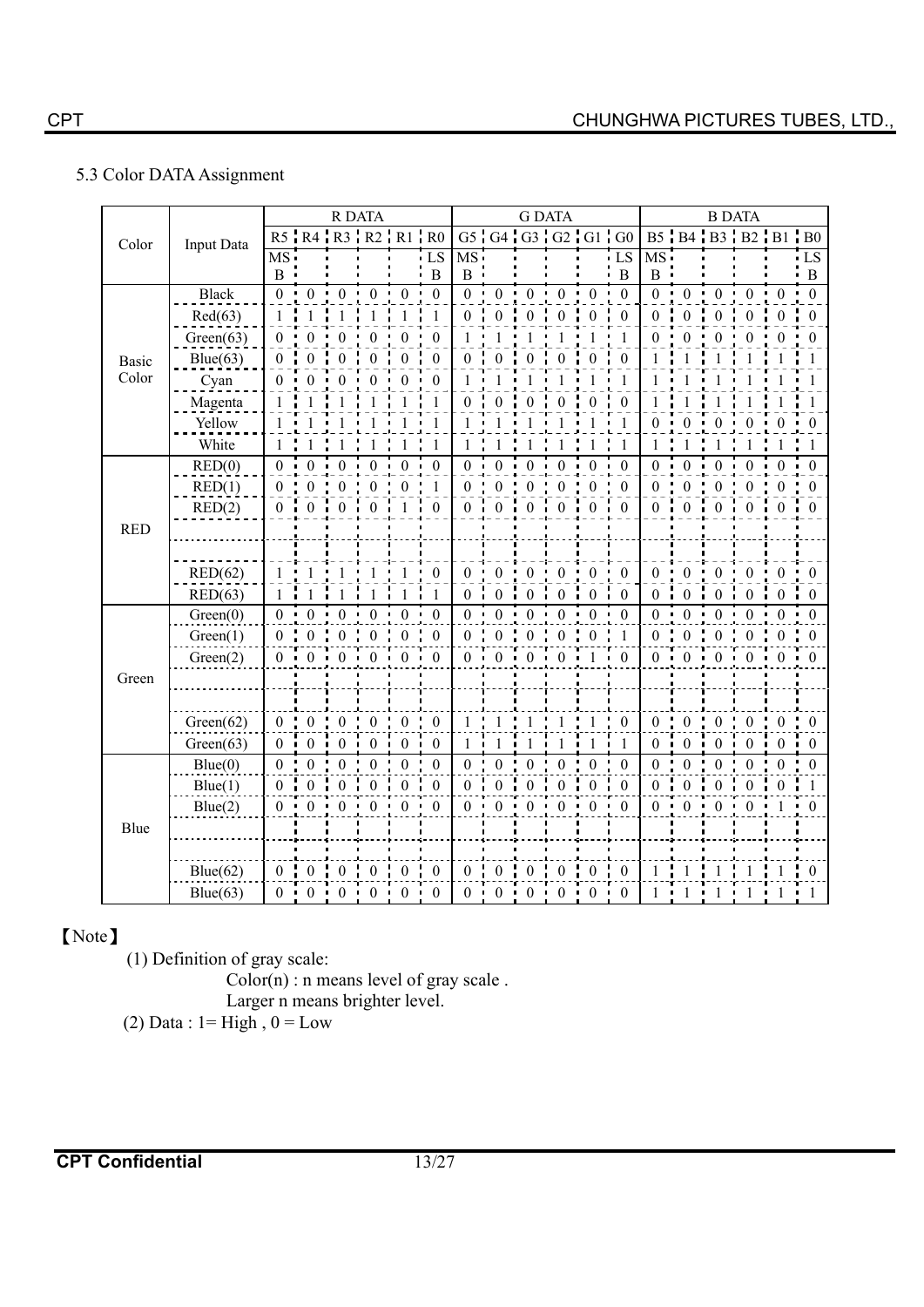## 5.3 Color DATA Assignment

| Color | Input Data | R DATA | | | | | | G DATA | | | | | | B DATA | | | | | |
|---|---|---|---|---|---|---|---|---|---|---|---|---|---|---|---|---|---|---|---|
| | | R5 MSB | R4 | R3 | R2 | R1 | R0 LSB | G5 MSB | G4 | G3 | G2 | G1 | G0 LSB | B5 MSB | B4 | B3 | B2 | B1 | B0 LSB |
| Basic Color | Black | 0 | 0 | 0 | 0 | 0 | 0 | 0 | 0 | 0 | 0 | 0 | 0 | 0 | 0 | 0 | 0 | 0 | 0 |
| | Red(63) | 1 | 1 | 1 | 1 | 1 | 1 | 0 | 0 | 0 | 0 | 0 | 0 | 0 | 0 | 0 | 0 | 0 | 0 |
| | Green(63) | 0 | 0 | 0 | 0 | 0 | 0 | 1 | 1 | 1 | 1 | 1 | 1 | 0 | 0 | 0 | 0 | 0 | 0 |
| | Blue(63) | 0 | 0 | 0 | 0 | 0 | 0 | 0 | 0 | 0 | 0 | 0 | 0 | 1 | 1 | 1 | 1 | 1 | 1 |
| | Cyan | 0 | 0 | 0 | 0 | 0 | 0 | 1 | 1 | 1 | 1 | 1 | 1 | 1 | 1 | 1 | 1 | 1 | 1 |
| | Magenta | 1 | 1 | 1 | 1 | 1 | 1 | 0 | 0 | 0 | 0 | 0 | 0 | 1 | 1 | 1 | 1 | 1 | 1 |
| | Yellow | 1 | 1 | 1 | 1 | 1 | 1 | 1 | 1 | 1 | 1 | 1 | 1 | 0 | 0 | 0 | 0 | 0 | 0 |
| | White | 1 | 1 | 1 | 1 | 1 | 1 | 1 | 1 | 1 | 1 | 1 | 1 | 1 | 1 | 1 | 1 | 1 | 1 |
| RED | RED(0) | 0 | 0 | 0 | 0 | 0 | 0 | 0 | 0 | 0 | 0 | 0 | 0 | 0 | 0 | 0 | 0 | 0 | 0 |
| | RED(1) | 0 | 0 | 0 | 0 | 0 | 1 | 0 | 0 | 0 | 0 | 0 | 0 | 0 | 0 | 0 | 0 | 0 | 0 |
| | RED(2) | 0 | 0 | 0 | 0 | 1 | 0 | 0 | 0 | 0 | 0 | 0 | 0 | 0 | 0 | 0 | 0 | 0 | 0 |
| | | | | | | | | | | | | | | | | | | | |
| | | | | | | | | | | | | | | | | | | | |
| | RED(62) | 1 | 1 | 1 | 1 | 1 | 0 | 0 | 0 | 0 | 0 | 0 | 0 | 0 | 0 | 0 | 0 | 0 | 0 |
| | RED(63) | 1 | 1 | 1 | 1 | 1 | 1 | 0 | 0 | 0 | 0 | 0 | 0 | 0 | 0 | 0 | 0 | 0 | 0 |
| Green | Green(0) | 0 | 0 | 0 | 0 | 0 | 0 | 0 | 0 | 0 | 0 | 0 | 0 | 0 | 0 | 0 | 0 | 0 | 0 |
| | Green(1) | 0 | 0 | 0 | 0 | 0 | 0 | 0 | 0 | 0 | 0 | 0 | 1 | 0 | 0 | 0 | 0 | 0 | 0 |
| | Green(2) | 0 | 0 | 0 | 0 | 0 | 0 | 0 | 0 | 0 | 0 | 1 | 0 | 0 | 0 | 0 | 0 | 0 | 0 |
| | | | | | | | | | | | | | | | | | | | |
| | | | | | | | | | | | | | | | | | | | |
| | Green(62) | 0 | 0 | 0 | 0 | 0 | 0 | 1 | 1 | 1 | 1 | 1 | 0 | 0 | 0 | 0 | 0 | 0 | 0 |
| | Green(63) | 0 | 0 | 0 | 0 | 0 | 0 | 1 | 1 | 1 | 1 | 1 | 1 | 0 | 0 | 0 | 0 | 0 | 0 |
| Blue | Blue(0) | 0 | 0 | 0 | 0 | 0 | 0 | 0 | 0 | 0 | 0 | 0 | 0 | 0 | 0 | 0 | 0 | 0 | 0 |
| | Blue(1) | 0 | 0 | 0 | 0 | 0 | 0 | 0 | 0 | 0 | 0 | 0 | 0 | 0 | 0 | 0 | 0 | 0 | 1 |
| | Blue(2) | 0 | 0 | 0 | 0 | 0 | 0 | 0 | 0 | 0 | 0 | 0 | 0 | 0 | 0 | 0 | 0 | 1 | 0 |
| | | | | | | | | | | | | | | | | | | | |
| | | | | | | | | | | | | | | | | | | | |
| | Blue(62) | 0 | 0 | 0 | 0 | 0 | 0 | 0 | 0 | 0 | 0 | 0 | 0 | 1 | 1 | 1 | 1 | 1 | 0 |
| | Blue(63) | 0 | 0 | 0 | 0 | 0 | 0 | 0 | 0 | 0 | 0 | 0 | 0 | 1 | 1 | 1 | 1 | 1 | 1 |

【Note】

(1) Definition of gray scale:

Color(n) : n means level of gray scale .

Larger n means brighter level.

(2) Data : 1= High , 0 = Low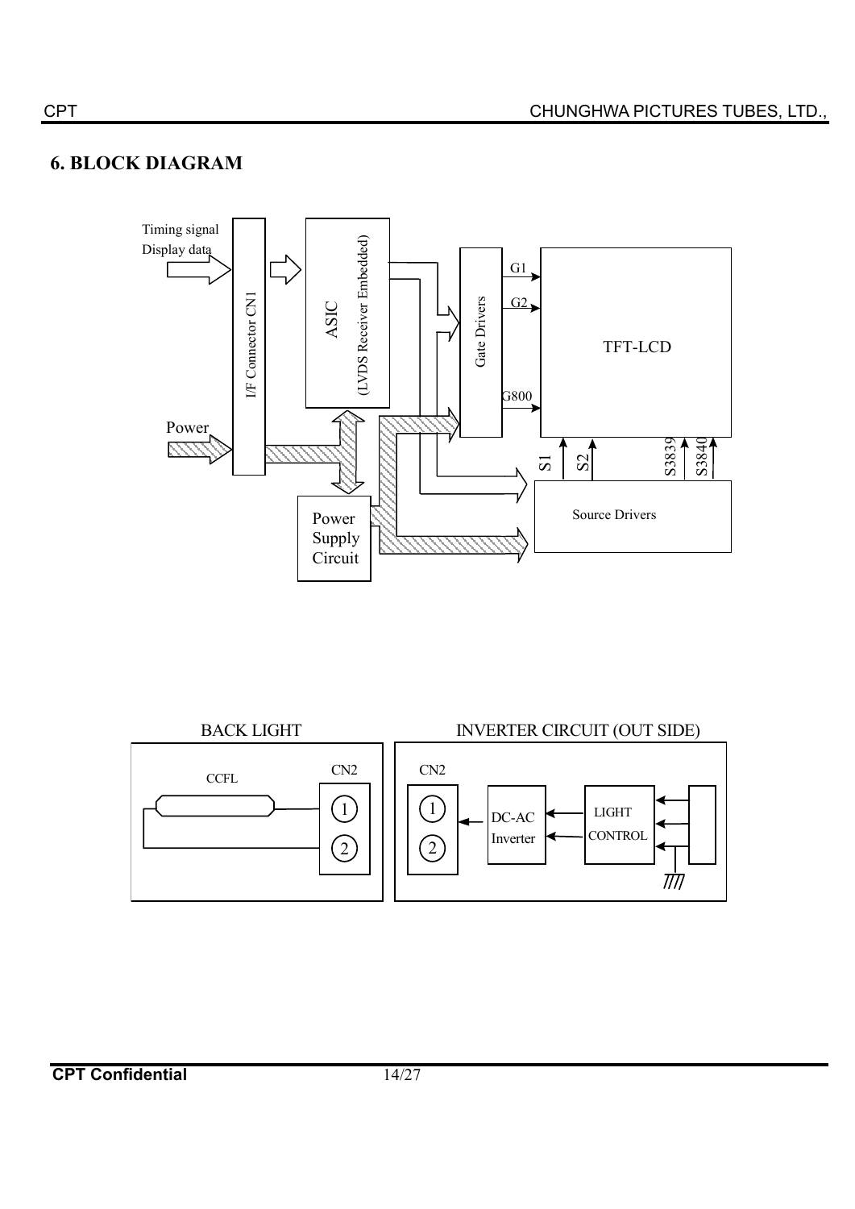## 6. BLOCK DIAGRAM

Timing signal
Display data

I/F Connector CN1

ASIC
(LVDS Receiver Embedded)

Gate Drivers

G1
G2
G800

TFT-LCD

Power

Power Supply Circuit

S1 S2 S3839 S3840

Source Drivers

BACK LIGHT

CCFL

CN2

1
2

INVERTER CIRCUIT (OUT SIDE)

CN2

1
2

DC-AC Inverter

LIGHT CONTROL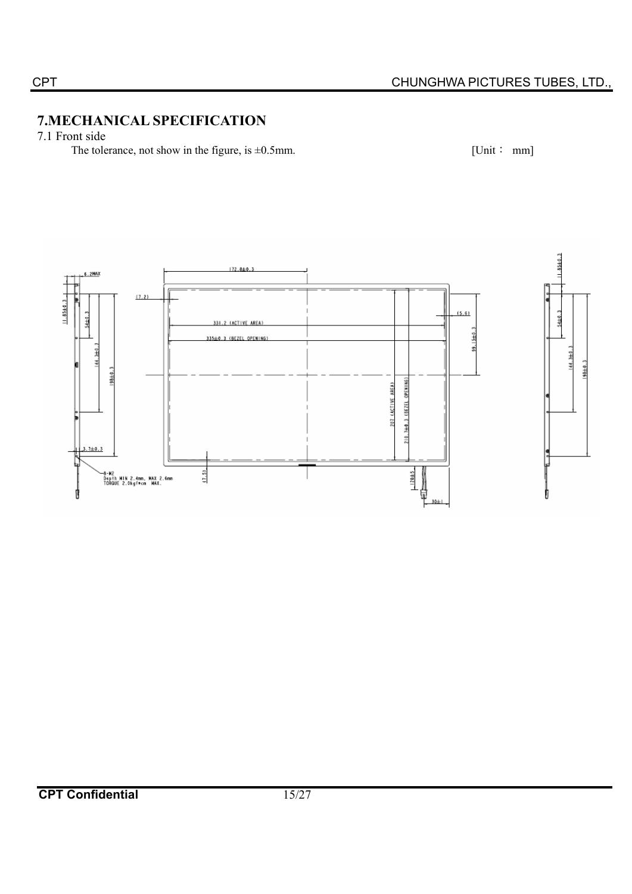## 7.MECHANICAL SPECIFICATION

7.1 Front side

The tolerance, not show in the figure, is ±0.5mm. [Unit： mm]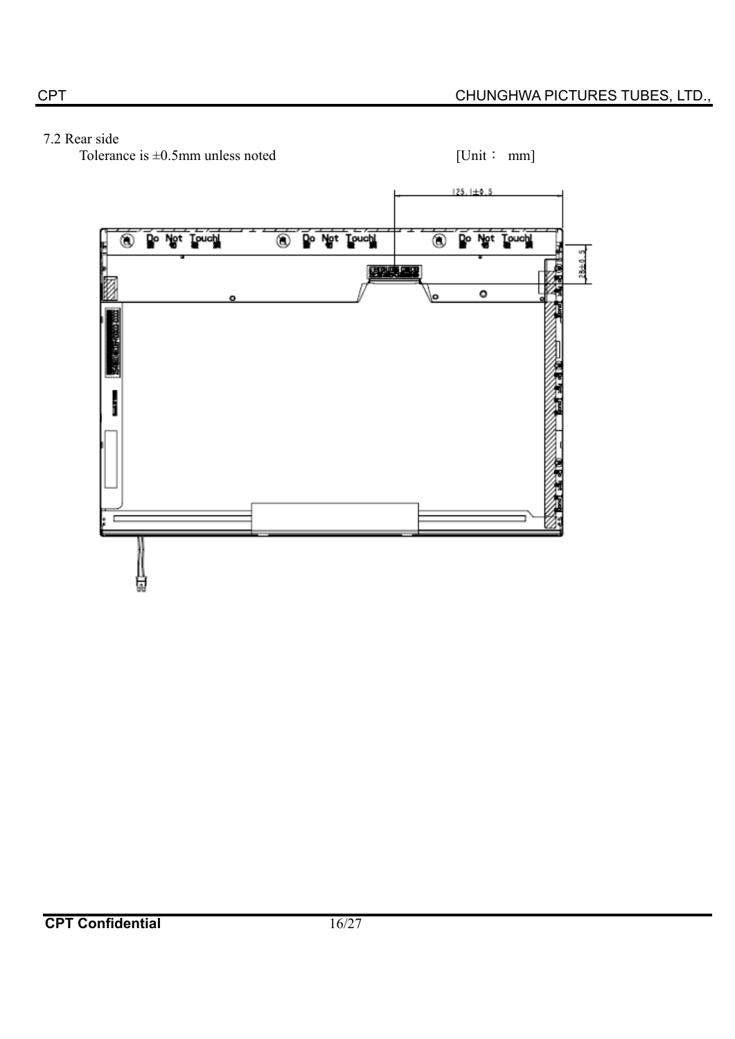7.2 Rear side

Tolerance is ±0.5mm unless noted [Unit： mm]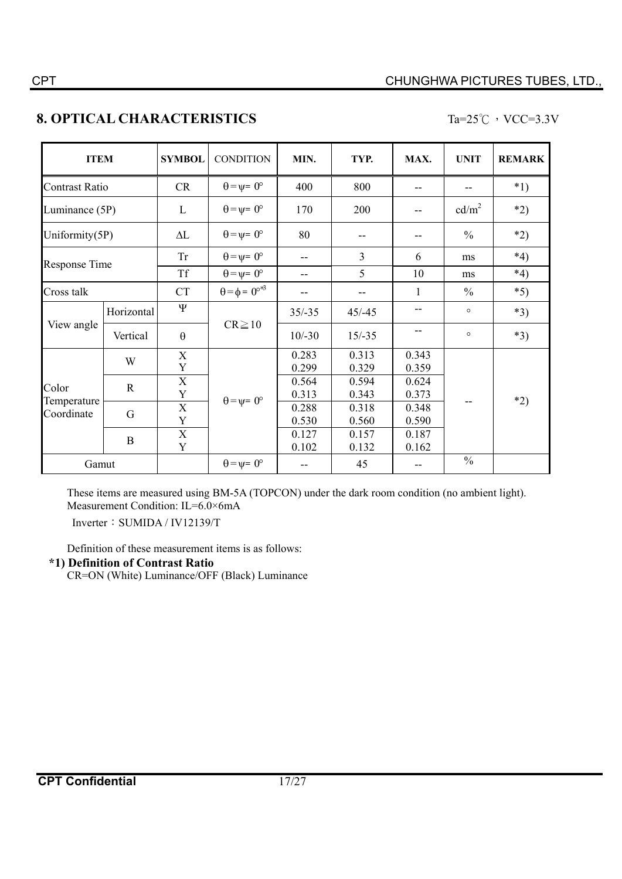## 8. OPTICAL CHARACTERISTICS

Ta=25℃ ，VCC=3.3V

| ITEM | | SYMBOL | CONDITION | MIN. | TYP. | MAX. | UNIT | REMARK |
|---|---|---|---|---|---|---|---|---|
| Contrast Ratio | | CR | $\theta=\psi=0°$ | 400 | 800 | -- | -- | *1) |
| Luminance (5P) | | L | $\theta=\psi=0°$ | 170 | 200 | -- | $cd/m^2$ | *2) |
| Uniformity(5P) | | ΔL | $\theta=\psi=0°$ | 80 | -- | -- | % | *2) |
| Response Time | | Tr | $\theta=\psi=0°$ | -- | 3 | 6 | ms | *4) |
| | | Tf | $\theta=\psi=0°$ | -- | 5 | 10 | ms | *4) |
| Cross talk | | CT | $\theta=\phi=0°$*3 | -- | -- | 1 | % | *5) |
| View angle | Horizontal | Ψ | CR≧10 | 35/-35 | 45/-45 | -- | ° | *3) |
| | Vertical | θ | | 10/-30 | 15/-35 | -- | ° | *3) |
| Color Temperature Coordinate | W | X | $\theta=\psi=0°$ | 0.283 | 0.313 | 0.343 | -- | *2) |
| | | Y | | 0.299 | 0.329 | 0.359 | | |
| | R | X | | 0.564 | 0.594 | 0.624 | | |
| | | Y | | 0.313 | 0.343 | 0.373 | | |
| | G | X | | 0.288 | 0.318 | 0.348 | | |
| | | Y | | 0.530 | 0.560 | 0.590 | | |
| | B | X | | 0.127 | 0.157 | 0.187 | | |
| | | Y | | 0.102 | 0.132 | 0.162 | | |
| Gamut | | | $\theta=\psi=0°$ | -- | 45 | -- | % | |

These items are measured using BM-5A (TOPCON) under the dark room condition (no ambient light).
Measurement Condition: IL=6.0×6mA

Inverter：SUMIDA / IV12139/T

Definition of these measurement items is as follows:

**\*1) Definition of Contrast Ratio**

CR=ON (White) Luminance/OFF (Black) Luminance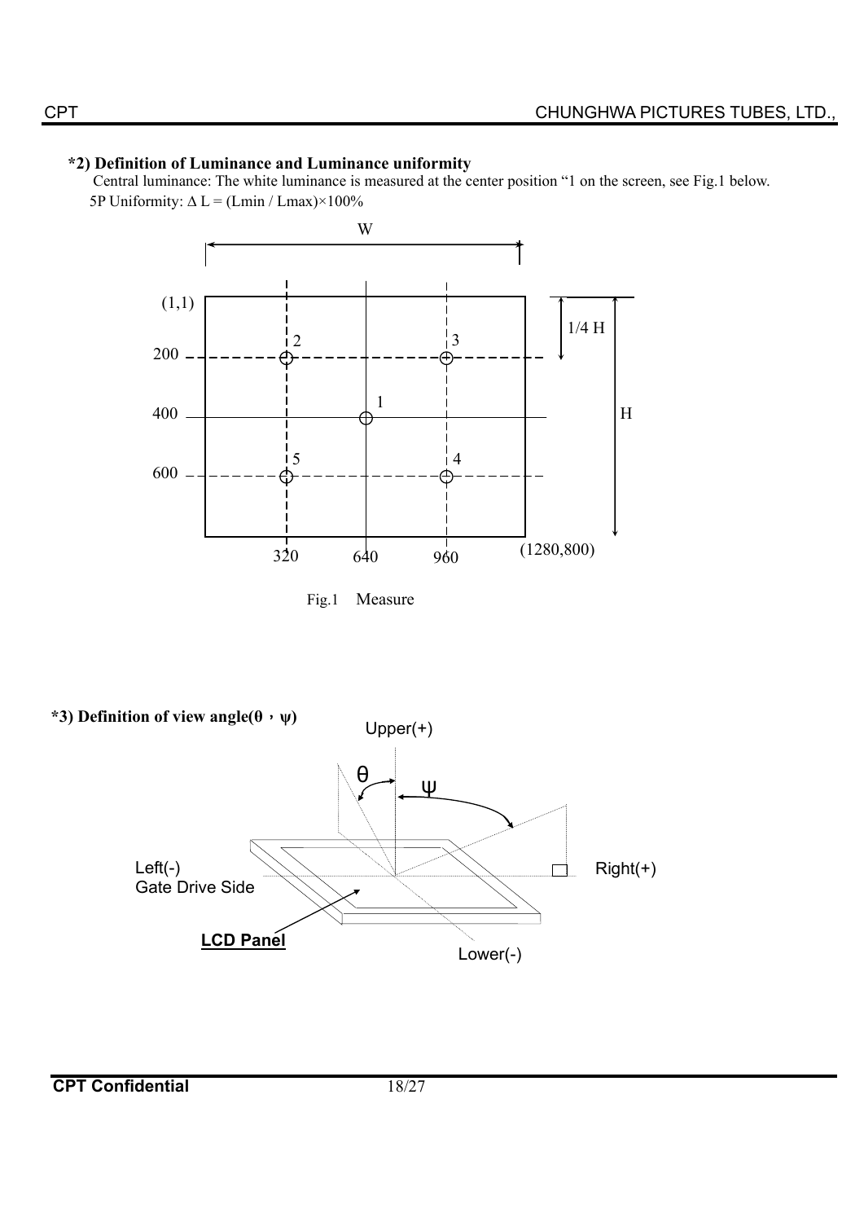**\*2) Definition of Luminance and Luminance uniformity**

Central luminance: The white luminance is measured at the center position "1 on the screen, see Fig.1 below.

5P Uniformity: $\Delta L = (L_{min} / L_{max}) \times 100\%$

Fig.1 Measure

**\*3) Definition of view angle(θ，ψ)**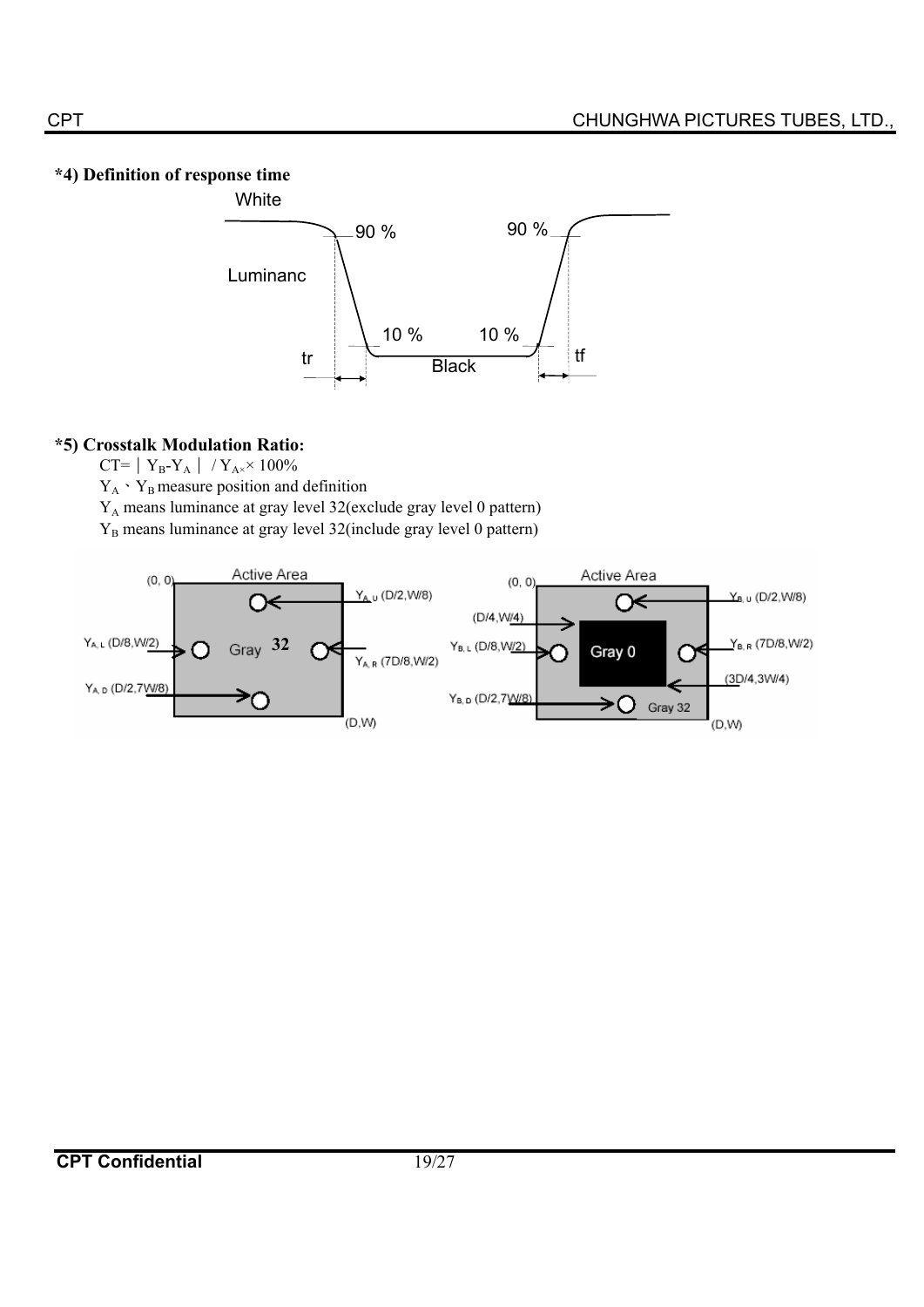**\*4) Definition of response time**

**\*5) Crosstalk Modulation Ratio:**

$CT = | Y_B - Y_A | / Y_A \times 100\%$

$Y_A$ 、$Y_B$ measure position and definition

$Y_A$ means luminance at gray level 32(exclude gray level 0 pattern)

$Y_B$ means luminance at gray level 32(include gray level 0 pattern)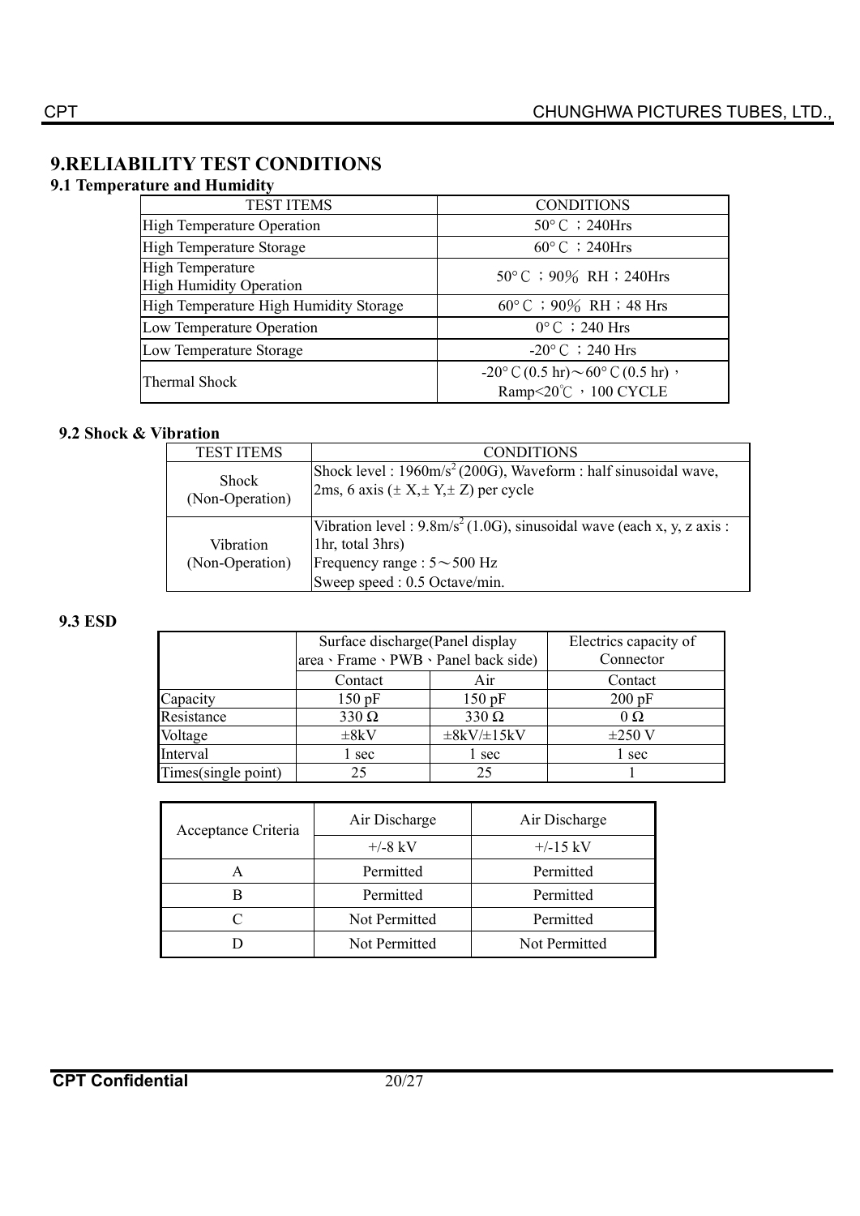# 9.RELIABILITY TEST CONDITIONS

## 9.1 Temperature and Humidity

| TEST ITEMS | CONDITIONS |
|---|---|
| High Temperature Operation | 50° C ；240Hrs |
| High Temperature Storage | 60° C ；240Hrs |
| High Temperature High Humidity Operation | 50° C ；90% RH；240Hrs |
| High Temperature High Humidity Storage | 60° C ；90% RH；48 Hrs |
| Low Temperature Operation | 0° C ；240 Hrs |
| Low Temperature Storage | -20° C ；240 Hrs |
| Thermal Shock | -20° C (0.5 hr)～60° C (0.5 hr)， Ramp<20℃ ，100 CYCLE |

## 9.2 Shock & Vibration

| TEST ITEMS | CONDITIONS |
|---|---|
| Shock (Non-Operation) | Shock level : 1960m/s$^2$ (200G), Waveform : half sinusoidal wave, 2ms, 6 axis (± X,± Y,± Z) per cycle |
| Vibration (Non-Operation) | Vibration level : 9.8m/s$^2$ (1.0G), sinusoidal wave (each x, y, z axis : 1hr, total 3hrs)<br>Frequency range : 5～500 Hz<br>Sweep speed : 0.5 Octave/min. |

## 9.3 ESD

| | Surface discharge(Panel display area、Frame、PWB、Panel back side) | | Electrics capacity of Connector |
|---|---|---|---|
| | Contact | Air | Contact |
| Capacity | 150 pF | 150 pF | 200 pF |
| Resistance | 330 Ω | 330 Ω | 0 Ω |
| Voltage | ±8kV | ±8kV/±15kV | ±250 V |
| Interval | 1 sec | 1 sec | 1 sec |
| Times(single point) | 25 | 25 | 1 |

| Acceptance Criteria | Air Discharge | Air Discharge |
|---|---|---|
| | +/-8 kV | +/-15 kV |
| A | Permitted | Permitted |
| B | Permitted | Permitted |
| C | Not Permitted | Permitted |
| D | Not Permitted | Not Permitted |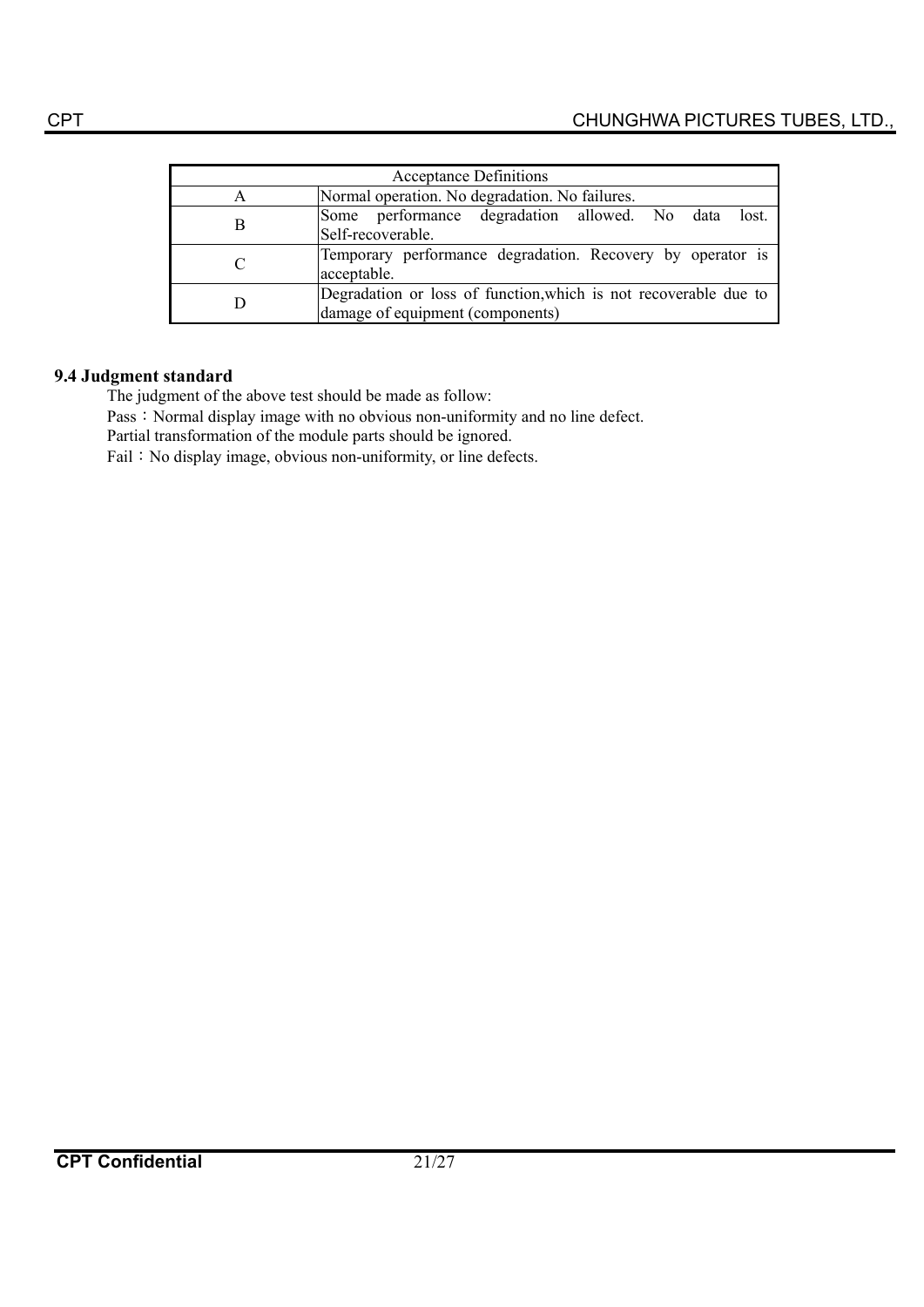| Acceptance Definitions | |
|---|---|
| A | Normal operation. No degradation. No failures. |
| B | Some performance degradation allowed. No data lost. Self-recoverable. |
| C | Temporary performance degradation. Recovery by operator is acceptable. |
| D | Degradation or loss of function,which is not recoverable due to damage of equipment (components) |

### 9.4 Judgment standard

The judgment of the above test should be made as follow:

Pass：Normal display image with no obvious non-uniformity and no line defect.

Partial transformation of the module parts should be ignored.

Fail：No display image, obvious non-uniformity, or line defects.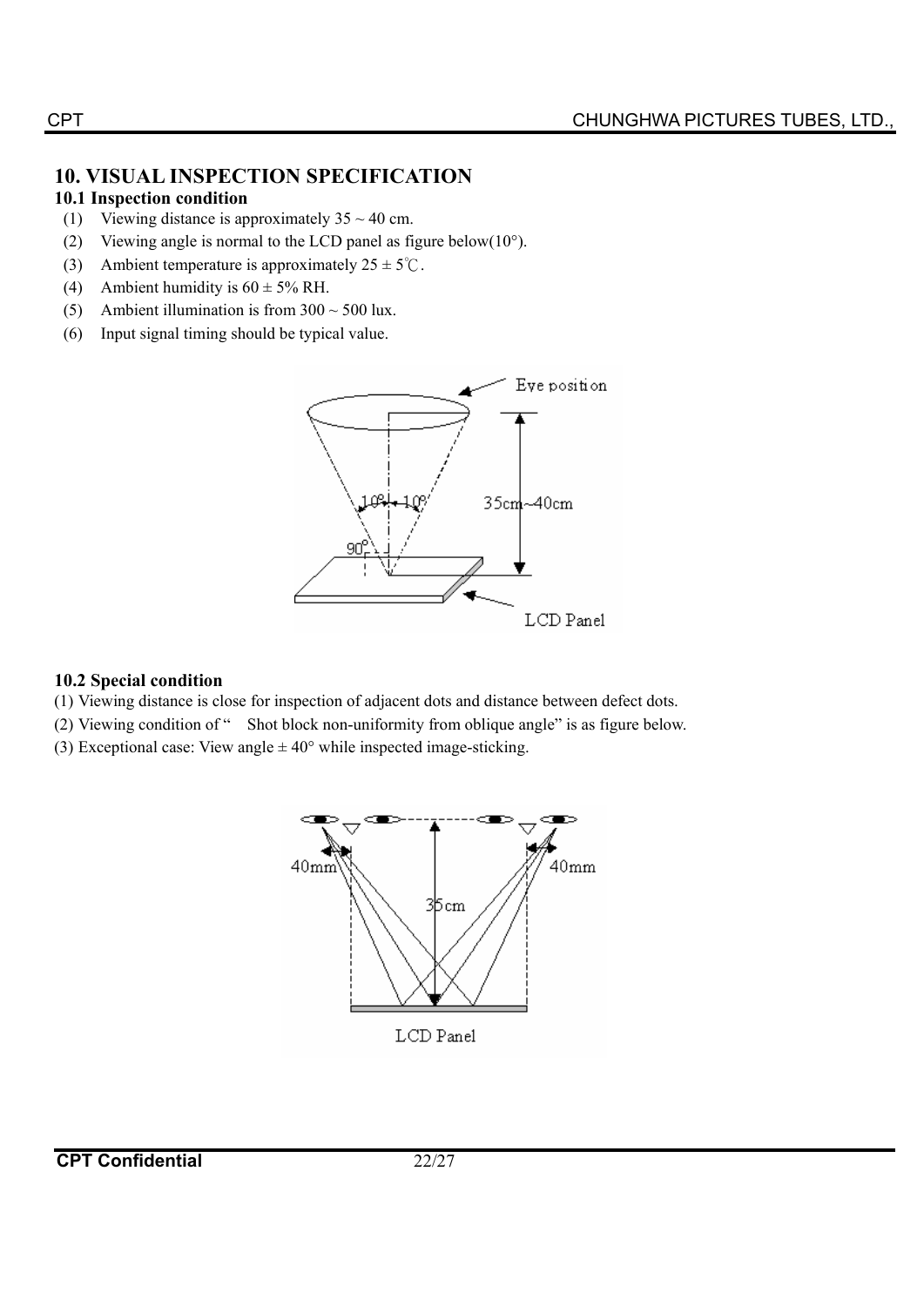## 10. VISUAL INSPECTION SPECIFICATION

### 10.1 Inspection condition

(1) Viewing distance is approximately 35 ~ 40 cm.

(2) Viewing angle is normal to the LCD panel as figure below(10°).

(3) Ambient temperature is approximately 25 ± 5℃.

(4) Ambient humidity is 60 ± 5% RH.

(5) Ambient illumination is from 300 ~ 500 lux.

(6) Input signal timing should be typical value.

### 10.2 Special condition

(1) Viewing distance is close for inspection of adjacent dots and distance between defect dots.

(2) Viewing condition of " Shot block non-uniformity from oblique angle" is as figure below.

(3) Exceptional case: View angle ± 40° while inspected image-sticking.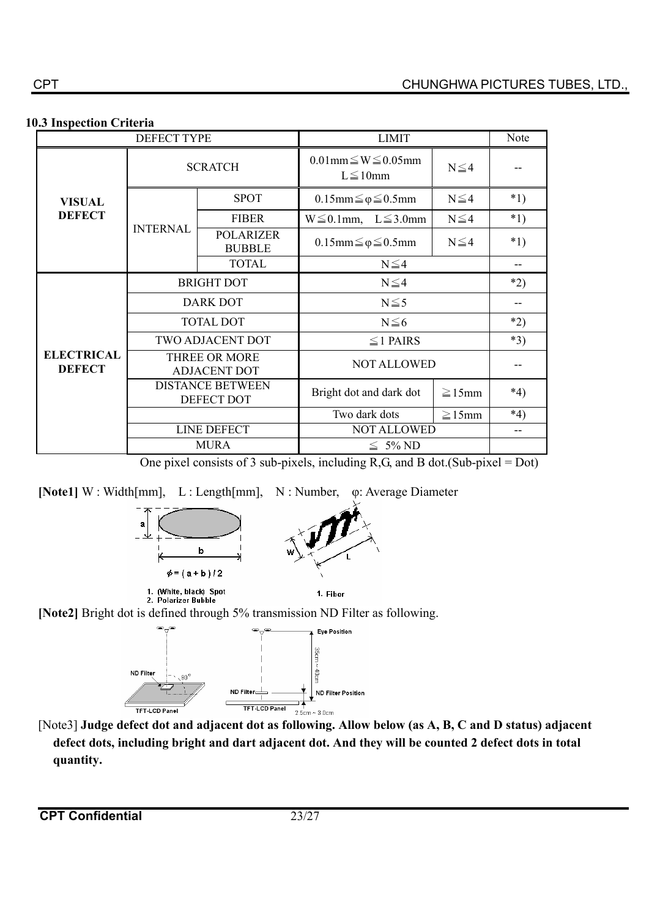### 10.3 Inspection Criteria

| DEFECT TYPE | | | LIMIT | | Note |
|---|---|---|---|---|---|
| **VISUAL DEFECT** | SCRATCH | | 0.01mm≦W≦0.05mm L≦10mm | N≦4 | -- |
| | INTERNAL | SPOT | 0.15mm≦φ≦0.5mm | N≦4 | *1) |
| | | FIBER | W≦0.1mm, L≦3.0mm | N≦4 | *1) |
| | | POLARIZER BUBBLE | 0.15mm≦φ≦0.5mm | N≦4 | *1) |
| | | TOTAL | N≦4 | | -- |
| **ELECTRICAL DEFECT** | BRIGHT DOT | | N≦4 | | *2) |
| | DARK DOT | | N≦5 | | -- |
| | TOTAL DOT | | N≦6 | | *2) |
| | TWO ADJACENT DOT | | ≦1 PAIRS | | *3) |
| | THREE OR MORE ADJACENT DOT | | NOT ALLOWED | | -- |
| | DISTANCE BETWEEN DEFECT DOT | | Bright dot and dark dot | ≧15mm | *4) |
| | | | Two dark dots | ≧15mm | *4) |
| | LINE DEFECT | | NOT ALLOWED | | -- |
| | MURA | | ≦ 5% ND | | |

One pixel consists of 3 sub-pixels, including R,G, and B dot.(Sub-pixel = Dot)

**[Note1]** W : Width[mm], L : Length[mm], N : Number, φ: Average Diameter

$\phi = (a + b) / 2$

1. (White, black) Spot
2. Polarizer Bubble

1. Fiber

**[Note2]** Bright dot is defined through 5% transmission ND Filter as following.

[Note3] **Judge defect dot and adjacent dot as following. Allow below (as A, B, C and D status) adjacent defect dots, including bright and dart adjacent dot. And they will be counted 2 defect dots in total quantity.**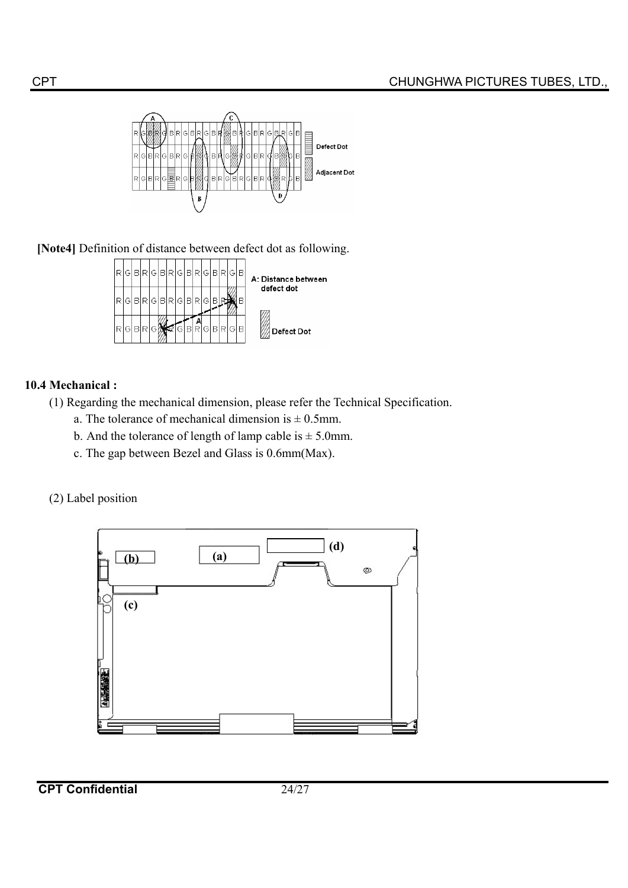**[Note4]** Definition of distance between defect dot as following.

### 10.4 Mechanical :

(1) Regarding the mechanical dimension, please refer the Technical Specification.

a. The tolerance of mechanical dimension is ± 0.5mm.

b. And the tolerance of length of lamp cable is ± 5.0mm.

c. The gap between Bezel and Glass is 0.6mm(Max).

(2) Label position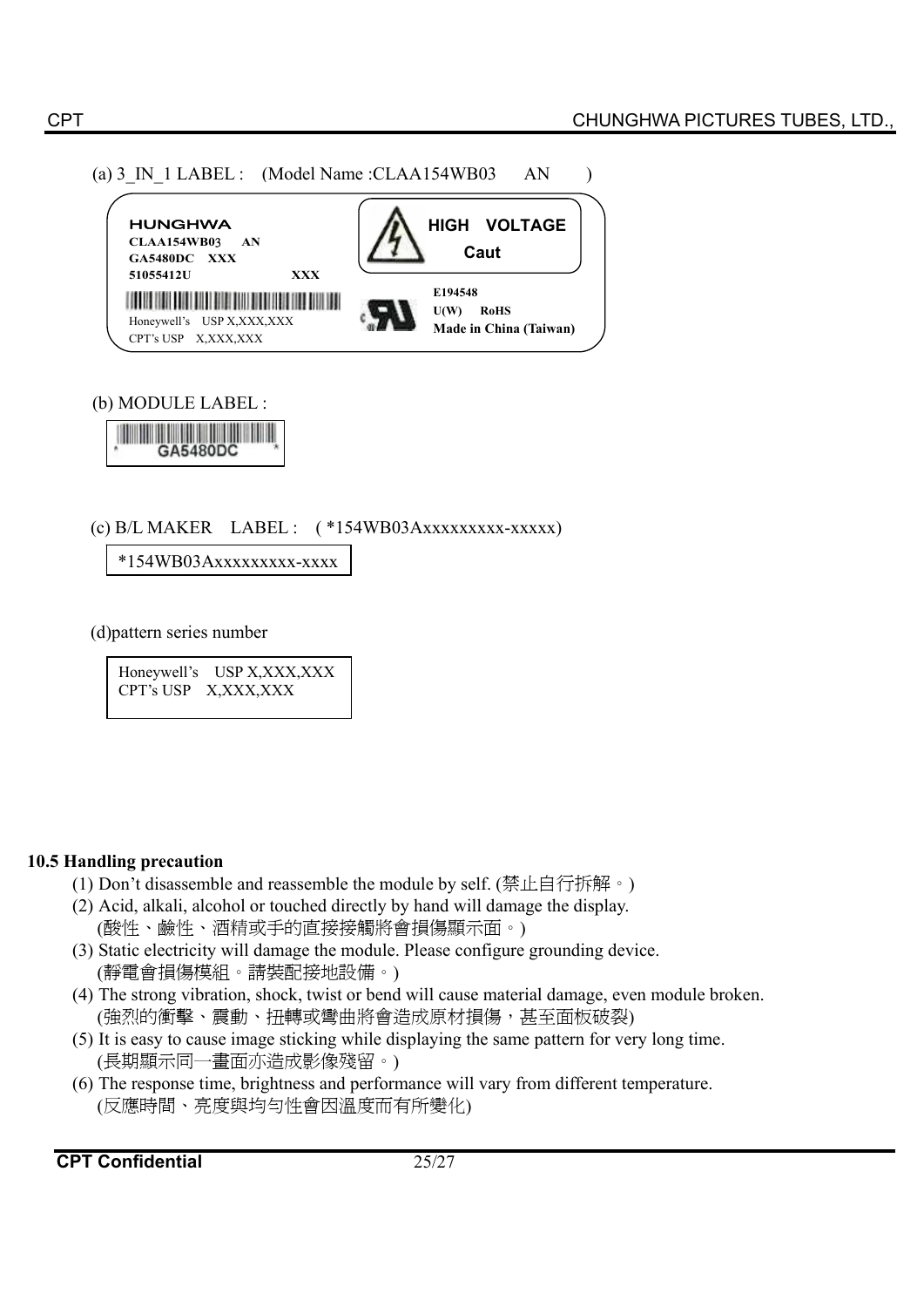(a) 3_IN_1 LABEL : (Model Name :CLAA154WB03 AN )

HUNGHWA
CLAA154WB03 AN
GA5480DC XXX
51055412U XXX
Honeywell's USP X,XXX,XXX
CPT's USP X,XXX,XXX

HIGH VOLTAGE
Caut

E194548
U(W) RoHS
Made in China (Taiwan)

(b) MODULE LABEL :

GA5480DC

(c) B/L MAKER LABEL : ( *154WB03Axxxxxxxxx-xxxxx)

*154WB03Axxxxxxxxx-xxxx

(d)pattern series number

Honeywell's USP X,XXX,XXX
CPT's USP X,XXX,XXX

**10.5 Handling precaution**

(1) Don't disassemble and reassemble the module by self. (禁止自行拆解。)

(2) Acid, alkali, alcohol or touched directly by hand will damage the display.
(酸性、鹼性、酒精或手的直接接觸將會損傷顯示面。)

(3) Static electricity will damage the module. Please configure grounding device.
(靜電會損傷模組。請裝配接地設備。)

(4) The strong vibration, shock, twist or bend will cause material damage, even module broken.
(強烈的衝擊、震動、扭轉或彎曲將會造成原材損傷，甚至面板破裂)

(5) It is easy to cause image sticking while displaying the same pattern for very long time.
(長期顯示同一畫面亦造成影像殘留。)

(6) The response time, brightness and performance will vary from different temperature.
(反應時間、亮度與均勻性會因溫度而有所變化)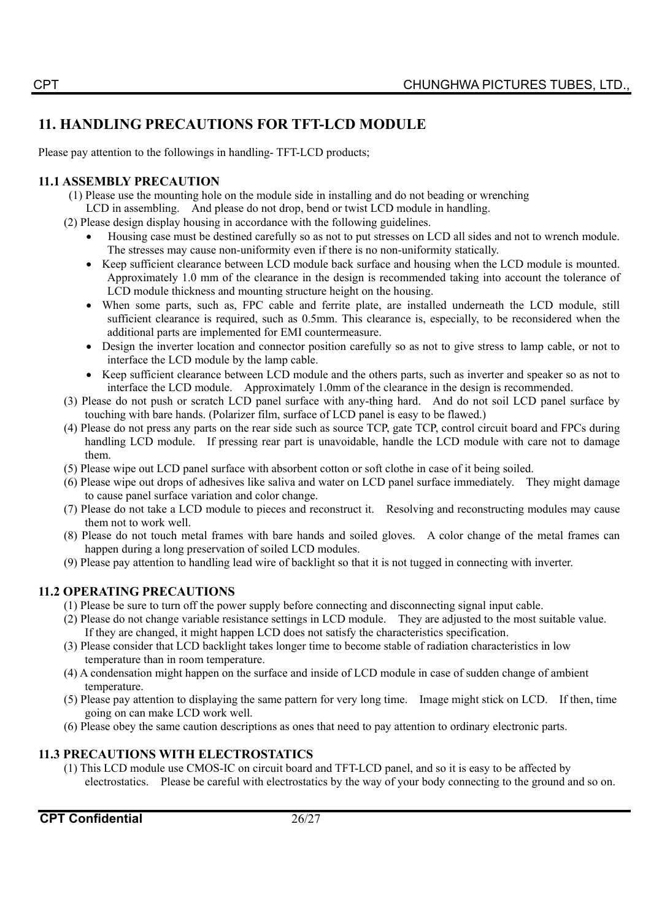## 11. HANDLING PRECAUTIONS FOR TFT-LCD MODULE

Please pay attention to the followings in handling- TFT-LCD products;

### 11.1 ASSEMBLY PRECAUTION

(1) Please use the mounting hole on the module side in installing and do not beading or wrenching LCD in assembling. And please do not drop, bend or twist LCD module in handling.

(2) Please design display housing in accordance with the following guidelines.

- Housing case must be destined carefully so as not to put stresses on LCD all sides and not to wrench module. The stresses may cause non-uniformity even if there is no non-uniformity statically.
- Keep sufficient clearance between LCD module back surface and housing when the LCD module is mounted. Approximately 1.0 mm of the clearance in the design is recommended taking into account the tolerance of LCD module thickness and mounting structure height on the housing.
- When some parts, such as, FPC cable and ferrite plate, are installed underneath the LCD module, still sufficient clearance is required, such as 0.5mm. This clearance is, especially, to be reconsidered when the additional parts are implemented for EMI countermeasure.
- Design the inverter location and connector position carefully so as not to give stress to lamp cable, or not to interface the LCD module by the lamp cable.
- Keep sufficient clearance between LCD module and the others parts, such as inverter and speaker so as not to interface the LCD module. Approximately 1.0mm of the clearance in the design is recommended.

(3) Please do not push or scratch LCD panel surface with any-thing hard. And do not soil LCD panel surface by touching with bare hands. (Polarizer film, surface of LCD panel is easy to be flawed.)

(4) Please do not press any parts on the rear side such as source TCP, gate TCP, control circuit board and FPCs during handling LCD module. If pressing rear part is unavoidable, handle the LCD module with care not to damage them.

(5) Please wipe out LCD panel surface with absorbent cotton or soft clothe in case of it being soiled.

(6) Please wipe out drops of adhesives like saliva and water on LCD panel surface immediately. They might damage to cause panel surface variation and color change.

(7) Please do not take a LCD module to pieces and reconstruct it. Resolving and reconstructing modules may cause them not to work well.

(8) Please do not touch metal frames with bare hands and soiled gloves. A color change of the metal frames can happen during a long preservation of soiled LCD modules.

(9) Please pay attention to handling lead wire of backlight so that it is not tugged in connecting with inverter.

### 11.2 OPERATING PRECAUTIONS

(1) Please be sure to turn off the power supply before connecting and disconnecting signal input cable.

(2) Please do not change variable resistance settings in LCD module. They are adjusted to the most suitable value. If they are changed, it might happen LCD does not satisfy the characteristics specification.

(3) Please consider that LCD backlight takes longer time to become stable of radiation characteristics in low temperature than in room temperature.

(4) A condensation might happen on the surface and inside of LCD module in case of sudden change of ambient temperature.

(5) Please pay attention to displaying the same pattern for very long time. Image might stick on LCD. If then, time going on can make LCD work well.

(6) Please obey the same caution descriptions as ones that need to pay attention to ordinary electronic parts.

### 11.3 PRECAUTIONS WITH ELECTROSTATICS

(1) This LCD module use CMOS-IC on circuit board and TFT-LCD panel, and so it is easy to be affected by electrostatics. Please be careful with electrostatics by the way of your body connecting to the ground and so on.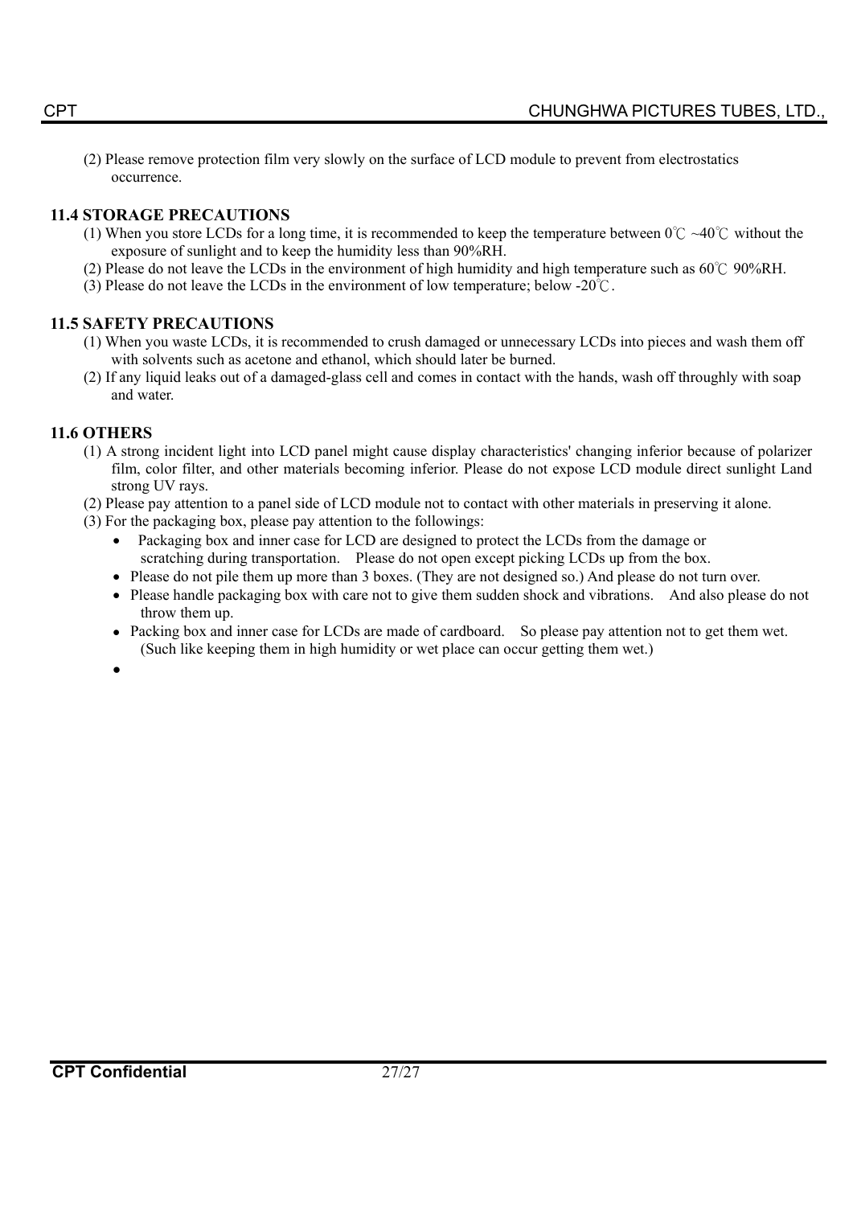(2) Please remove protection film very slowly on the surface of LCD module to prevent from electrostatics occurrence.

### 11.4 STORAGE PRECAUTIONS

(1) When you store LCDs for a long time, it is recommended to keep the temperature between 0℃ ~40℃ without the exposure of sunlight and to keep the humidity less than 90%RH.

(2) Please do not leave the LCDs in the environment of high humidity and high temperature such as 60℃ 90%RH.

(3) Please do not leave the LCDs in the environment of low temperature; below -20℃.

### 11.5 SAFETY PRECAUTIONS

(1) When you waste LCDs, it is recommended to crush damaged or unnecessary LCDs into pieces and wash them off with solvents such as acetone and ethanol, which should later be burned.

(2) If any liquid leaks out of a damaged-glass cell and comes in contact with the hands, wash off throughly with soap and water.

### 11.6 OTHERS

(1) A strong incident light into LCD panel might cause display characteristics' changing inferior because of polarizer film, color filter, and other materials becoming inferior. Please do not expose LCD module direct sunlight Land strong UV rays.

(2) Please pay attention to a panel side of LCD module not to contact with other materials in preserving it alone.

(3) For the packaging box, please pay attention to the followings:

- Packaging box and inner case for LCD are designed to protect the LCDs from the damage or scratching during transportation. Please do not open except picking LCDs up from the box.
- Please do not pile them up more than 3 boxes. (They are not designed so.) And please do not turn over.
- Please handle packaging box with care not to give them sudden shock and vibrations. And also please do not throw them up.
- Packing box and inner case for LCDs are made of cardboard. So please pay attention not to get them wet. (Such like keeping them in high humidity or wet place can occur getting them wet.)
-